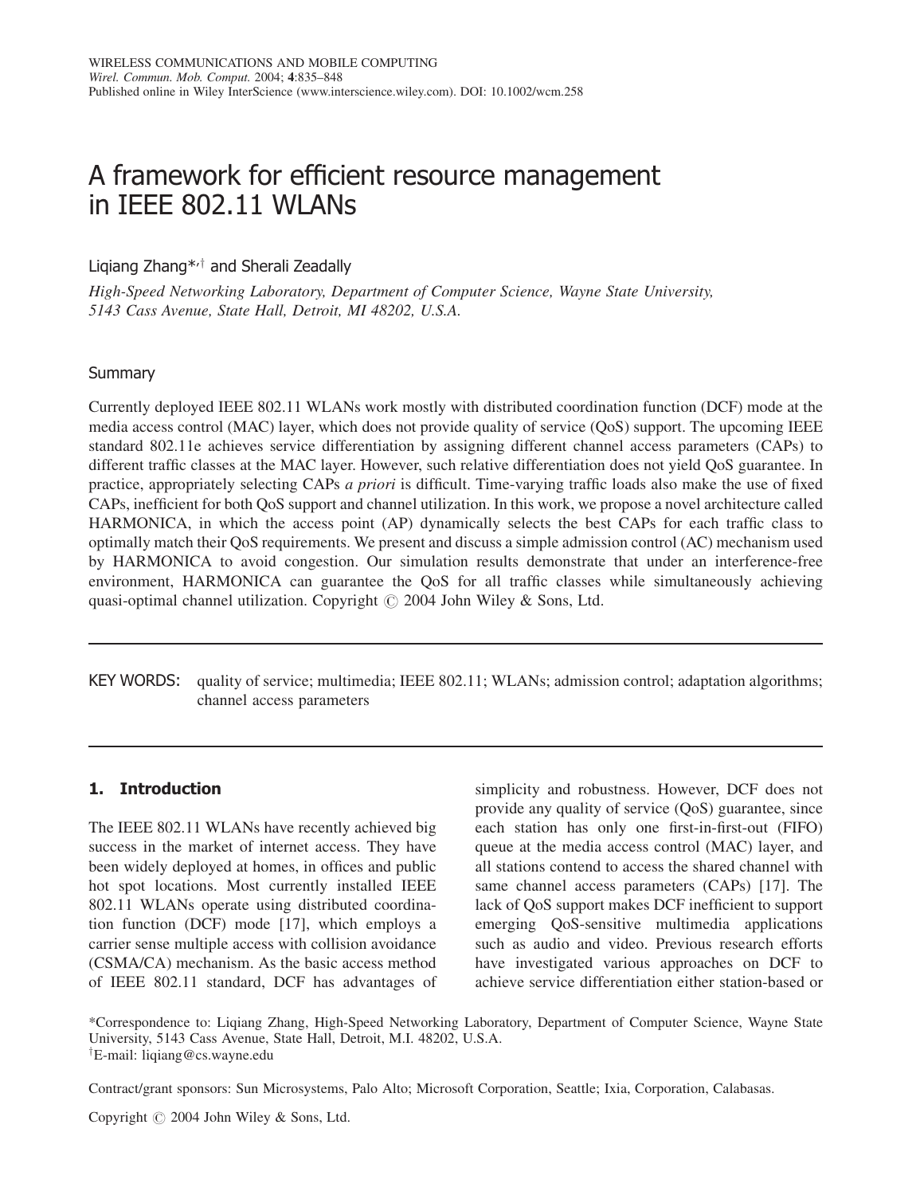# A framework for efficient resource management in IEEE 802.11 WLANs

Liqiang Zhang*,† and Sherali Zeadally

*High-Speed Networking Laboratory, Department of Computer Science, Wayne State University, 5143 Cass Avenue, State Hall, Detroit, MI 48202, U.S.A.*

## Summary

Currently deployed IEEE 802.11 WLANs work mostly with distributed coordination function (DCF) mode at the media access control (MAC) layer, which does not provide quality of service (QoS) support. The upcoming IEEE standard 802.11e achieves service differentiation by assigning different channel access parameters (CAPs) to different traffic classes at the MAC layer. However, such relative differentiation does not yield QoS guarantee. In practice, appropriately selecting CAPs *a priori* is difficult. Time-varying traffic loads also make the use of fixed CAPs, inefficient for both QoS support and channel utilization. In this work, we propose a novel architecture called HARMONICA, in which the access point (AP) dynamically selects the best CAPs for each traffic class to optimally match their QoS requirements. We present and discuss a simple admission control (AC) mechanism used by HARMONICA to avoid congestion. Our simulation results demonstrate that under an interference-free environment, HARMONICA can guarantee the QoS for all traffic classes while simultaneously achieving quasi-optimal channel utilization. Copyright © 2004 John Wiley & Sons, Ltd.

KEY WORDS: quality of service; multimedia; IEEE 802.11; WLANs; admission control; adaptation algorithms; channel access parameters

## 1. Introduction

The IEEE 802.11 WLANs have recently achieved big success in the market of internet access. They have been widely deployed at homes, in offices and public hot spot locations. Most currently installed IEEE 802.11 WLANs operate using distributed coordination function (DCF) mode [17], which employs a carrier sense multiple access with collision avoidance (CSMA/CA) mechanism. As the basic access method of IEEE 802.11 standard, DCF has advantages of simplicity and robustness. However, DCF does not provide any quality of service (QoS) guarantee, since each station has only one first-in-first-out (FIFO) queue at the media access control (MAC) layer, and all stations contend to access the shared channel with same channel access parameters (CAPs) [17]. The lack of QoS support makes DCF inefficient to support emerging QoS-sensitive multimedia applications such as audio and video. Previous research efforts have investigated various approaches on DCF to achieve service differentiation either station-based or

*Correspondence to: Liqiang Zhang, High-Speed Networking Laboratory, Department of Computer Science, Wayne State University, 5143 Cass Avenue, State Hall, Detroit, M.I. 48202, U.S.A.
†E-mail: liqiang@cs.wayne.edu

Contract/grant sponsors: Sun Microsystems, Palo Alto; Microsoft Corporation, Seattle; Ixia, Corporation, Calabasas.

Copyright © 2004 John Wiley & Sons, Ltd.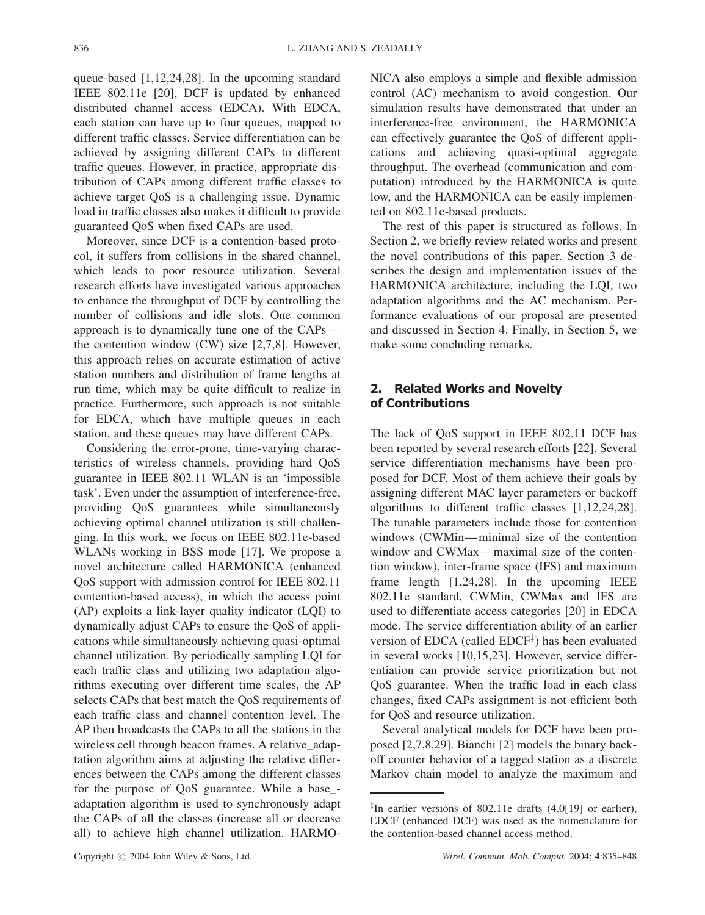queue-based [1,12,24,28]. In the upcoming standard IEEE 802.11e [20], DCF is updated by enhanced distributed channel access (EDCA). With EDCA, each station can have up to four queues, mapped to different traffic classes. Service differentiation can be achieved by assigning different CAPs to different traffic queues. However, in practice, appropriate distribution of CAPs among different traffic classes to achieve target QoS is a challenging issue. Dynamic load in traffic classes also makes it difficult to provide guaranteed QoS when fixed CAPs are used.

Moreover, since DCF is a contention-based protocol, it suffers from collisions in the shared channel, which leads to poor resource utilization. Several research efforts have investigated various approaches to enhance the throughput of DCF by controlling the number of collisions and idle slots. One common approach is to dynamically tune one of the CAPs—the contention window (CW) size [2,7,8]. However, this approach relies on accurate estimation of active station numbers and distribution of frame lengths at run time, which may be quite difficult to realize in practice. Furthermore, such approach is not suitable for EDCA, which have multiple queues in each station, and these queues may have different CAPs.

Considering the error-prone, time-varying characteristics of wireless channels, providing hard QoS guarantee in IEEE 802.11 WLAN is an 'impossible task'. Even under the assumption of interference-free, providing QoS guarantees while simultaneously achieving optimal channel utilization is still challenging. In this work, we focus on IEEE 802.11e-based WLANs working in BSS mode [17]. We propose a novel architecture called HARMONICA (enhanced QoS support with admission control for IEEE 802.11 contention-based access), in which the access point (AP) exploits a link-layer quality indicator (LQI) to dynamically adjust CAPs to ensure the QoS of applications while simultaneously achieving quasi-optimal channel utilization. By periodically sampling LQI for each traffic class and utilizing two adaptation algorithms executing over different time scales, the AP selects CAPs that best match the QoS requirements of each traffic class and channel contention level. The AP then broadcasts the CAPs to all the stations in the wireless cell through beacon frames. A relative_adaptation algorithm aims at adjusting the relative differences between the CAPs among the different classes for the purpose of QoS guarantee. While a base_adaptation algorithm is used to synchronously adapt the CAPs of all the classes (increase all or decrease all) to achieve high channel utilization. HARMONICA also employs a simple and flexible admission control (AC) mechanism to avoid congestion. Our simulation results have demonstrated that under an interference-free environment, the HARMONICA can effectively guarantee the QoS of different applications and achieving quasi-optimal aggregate throughput. The overhead (communication and computation) introduced by the HARMONICA is quite low, and the HARMONICA can be easily implemented on 802.11e-based products.

The rest of this paper is structured as follows. In Section 2, we briefly review related works and present the novel contributions of this paper. Section 3 describes the design and implementation issues of the HARMONICA architecture, including the LQI, two adaptation algorithms and the AC mechanism. Performance evaluations of our proposal are presented and discussed in Section 4. Finally, in Section 5, we make some concluding remarks.

## 2. Related Works and Novelty of Contributions

The lack of QoS support in IEEE 802.11 DCF has been reported by several research efforts [22]. Several service differentiation mechanisms have been proposed for DCF. Most of them achieve their goals by assigning different MAC layer parameters or backoff algorithms to different traffic classes [1,12,24,28]. The tunable parameters include those for contention windows (CWMin—minimal size of the contention window and CWMax—maximal size of the contention window), inter-frame space (IFS) and maximum frame length [1,24,28]. In the upcoming IEEE 802.11e standard, CWMin, CWMax and IFS are used to differentiate access categories [20] in EDCA mode. The service differentiation ability of an earlier version of EDCA (called EDCF[‡]) has been evaluated in several works [10,15,23]. However, service differentiation can provide service prioritization but not QoS guarantee. When the traffic load in each class changes, fixed CAPs assignment is not efficient both for QoS and resource utilization.

Several analytical models for DCF have been proposed [2,7,8,29]. Bianchi [2] models the binary backoff counter behavior of a tagged station as a discrete Markov chain model to analyze the maximum and

[‡] In earlier versions of 802.11e drafts (4.0[19] or earlier), EDCF (enhanced DCF) was used as the nomenclature for the contention-based channel access method.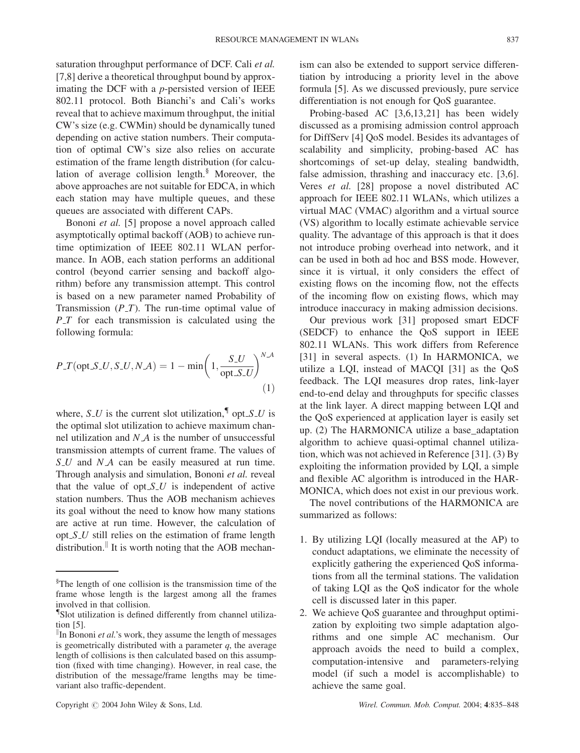saturation throughput performance of DCF. Cali *et al.* [7,8] derive a theoretical throughput bound by approximating the DCF with a *p*-persisted version of IEEE 802.11 protocol. Both Bianchi's and Cali's works reveal that to achieve maximum throughput, the initial CW's size (e.g. CWMin) should be dynamically tuned depending on active station numbers. Their computation of optimal CW's size also relies on accurate estimation of the frame length distribution (for calculation of average collision length.[§] Moreover, the above approaches are not suitable for EDCA, in which each station may have multiple queues, and these queues are associated with different CAPs.

Bononi *et al.* [5] propose a novel approach called asymptotically optimal backoff (AOB) to achieve run-time optimization of IEEE 802.11 WLAN performance. In AOB, each station performs an additional control (beyond carrier sensing and backoff algorithm) before any transmission attempt. This control is based on a new parameter named Probability of Transmission ($P\_T$). The run-time optimal value of $P\_T$ for each transmission is calculated using the following formula:

$$P\_T(\text{opt}\_S\_U, S\_U, N\_A) = 1 - \min\left(1, \frac{S\_U}{\text{opt}\_S\_U}\right)^{N\_A} \quad (1)$$

where, $S\_U$ is the current slot utilization,[¶] $\text{opt}\_S\_U$ is the optimal slot utilization to achieve maximum channel utilization and $N\_A$ is the number of unsuccessful transmission attempts of current frame. The values of $S\_U$ and $N\_A$ can be easily measured at run time. Through analysis and simulation, Bononi *et al.* reveal that the value of $\text{opt}\_S\_U$ is independent of active station numbers. Thus the AOB mechanism achieves its goal without the need to know how many stations are active at run time. However, the calculation of $\text{opt}\_S\_U$ still relies on the estimation of frame length distribution.[‖] It is worth noting that the AOB mechanism can also be extended to support service differentiation by introducing a priority level in the above formula [5]. As we discussed previously, pure service differentiation is not enough for QoS guarantee.

Probing-based AC [3,6,13,21] has been widely discussed as a promising admission control approach for DiffServ [4] QoS model. Besides its advantages of scalability and simplicity, probing-based AC has shortcomings of set-up delay, stealing bandwidth, false admission, thrashing and inaccuracy etc. [3,6]. Veres *et al.* [28] propose a novel distributed AC approach for IEEE 802.11 WLANs, which utilizes a virtual MAC (VMAC) algorithm and a virtual source (VS) algorithm to locally estimate achievable service quality. The advantage of this approach is that it does not introduce probing overhead into network, and it can be used in both ad hoc and BSS mode. However, since it is virtual, it only considers the effect of existing flows on the incoming flow, not the effects of the incoming flow on existing flows, which may introduce inaccuracy in making admission decisions.

Our previous work [31] proposed smart EDCF (SEDCF) to enhance the QoS support in IEEE 802.11 WLANs. This work differs from Reference [31] in several aspects. (1) In HARMONICA, we utilize a LQI, instead of MACQI [31] as the QoS feedback. The LQI measures drop rates, link-layer end-to-end delay and throughputs for specific classes at the link layer. A direct mapping between LQI and the QoS experienced at application layer is easily set up. (2) The HARMONICA utilize a base_adaptation algorithm to achieve quasi-optimal channel utilization, which was not achieved in Reference [31]. (3) By exploiting the information provided by LQI, a simple and flexible AC algorithm is introduced in the HARMONICA, which does not exist in our previous work.

The novel contributions of the HARMONICA are summarized as follows:

1. By utilizing LQI (locally measured at the AP) to conduct adaptations, we eliminate the necessity of explicitly gathering the experienced QoS informations from all the terminal stations. The validation of taking LQI as the QoS indicator for the whole cell is discussed later in this paper.
2. We achieve QoS guarantee and throughput optimization by exploiting two simple adaptation algorithms and one simple AC mechanism. Our approach avoids the need to build a complex, computation-intensive and parameters-relying model (if such a model is accomplishable) to achieve the same goal.

---

[§] The length of one collision is the transmission time of the frame whose length is the largest among all the frames involved in that collision.

[¶] Slot utilization is defined differently from channel utilization [5].

[‖] In Bononi *et al.*'s work, they assume the length of messages is geometrically distributed with a parameter $q$, the average length of collisions is then calculated based on this assumption (fixed with time changing). However, in real case, the distribution of the message/frame lengths may be time-variant also traffic-dependent.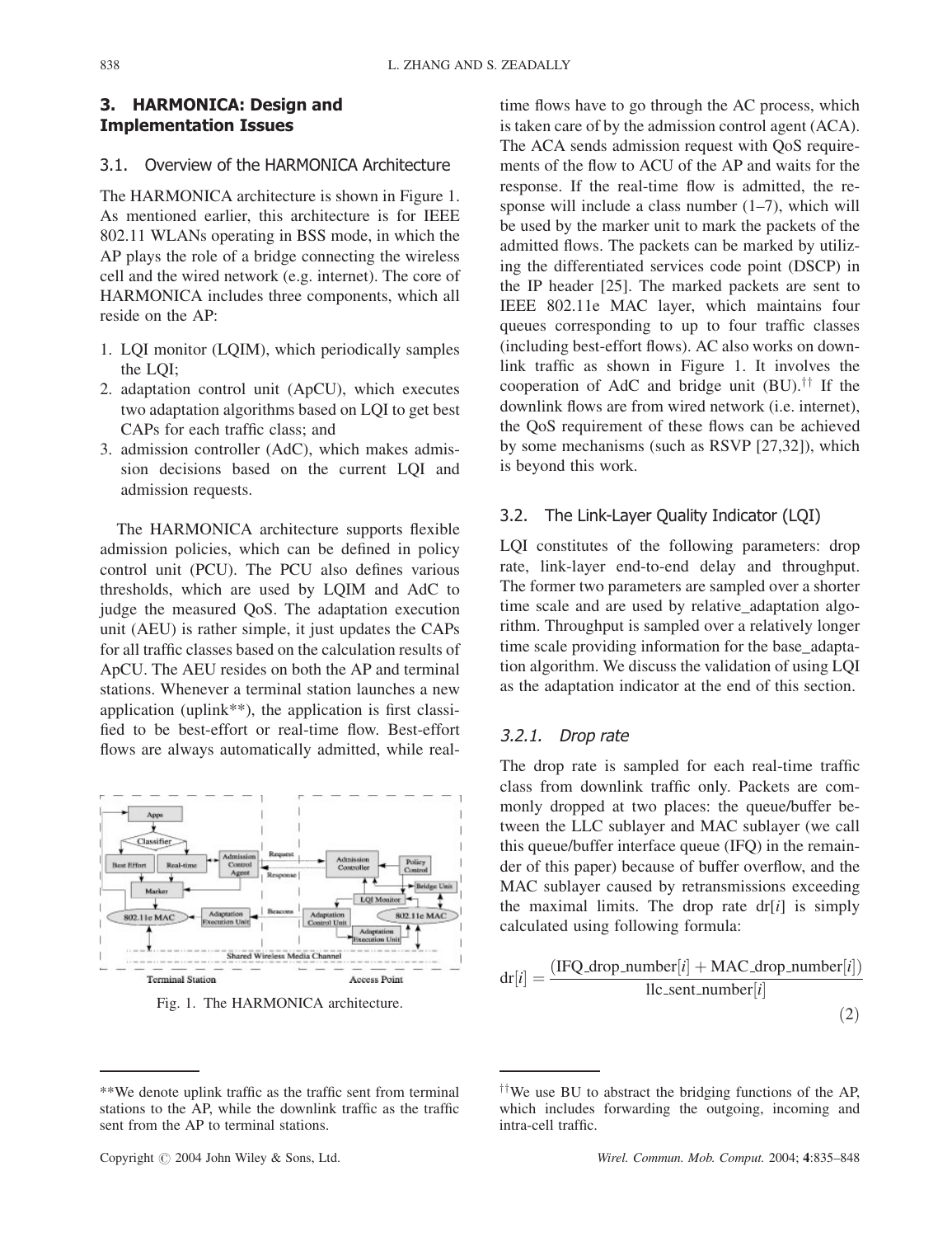## 3. HARMONICA: Design and Implementation Issues

### 3.1. Overview of the HARMONICA Architecture

The HARMONICA architecture is shown in Figure 1. As mentioned earlier, this architecture is for IEEE 802.11 WLANs operating in BSS mode, in which the AP plays the role of a bridge connecting the wireless cell and the wired network (e.g. internet). The core of HARMONICA includes three components, which all reside on the AP:

1. LQI monitor (LQIM), which periodically samples the LQI;
2. adaptation control unit (ApCU), which executes two adaptation algorithms based on LQI to get best CAPs for each traffic class; and
3. admission controller (AdC), which makes admission decisions based on the current LQI and admission requests.

The HARMONICA architecture supports flexible admission policies, which can be defined in policy control unit (PCU). The PCU also defines various thresholds, which are used by LQIM and AdC to judge the measured QoS. The adaptation execution unit (AEU) is rather simple, it just updates the CAPs for all traffic classes based on the calculation results of ApCU. The AEU resides on both the AP and terminal stations. Whenever a terminal station launches a new application (uplink**), the application is first classified to be best-effort or real-time flow. Best-effort flows are always automatically admitted, while real-time flows have to go through the AC process, which is taken care of by the admission control agent (ACA). The ACA sends admission request with QoS requirements of the flow to ACU of the AP and waits for the response. If the real-time flow is admitted, the response will include a class number (1–7), which will be used by the marker unit to mark the packets of the admitted flows. The packets can be marked by utilizing the differentiated services code point (DSCP) in the IP header [25]. The marked packets are sent to IEEE 802.11e MAC layer, which maintains four queues corresponding to up to four traffic classes (including best-effort flows). AC also works on downlink traffic as shown in Figure 1. It involves the cooperation of AdC and bridge unit (BU).†† If the downlink flows are from wired network (i.e. internet), the QoS requirement of these flows can be achieved by some mechanisms (such as RSVP [27,32]), which is beyond this work.

Fig. 1. The HARMONICA architecture.

### 3.2. The Link-Layer Quality Indicator (LQI)

LQI constitutes of the following parameters: drop rate, link-layer end-to-end delay and throughput. The former two parameters are sampled over a shorter time scale and are used by relative_adaptation algorithm. Throughput is sampled over a relatively longer time scale providing information for the base_adaptation algorithm. We discuss the validation of using LQI as the adaptation indicator at the end of this section.

#### *3.2.1. Drop rate*

The drop rate is sampled for each real-time traffic class from downlink traffic only. Packets are commonly dropped at two places: the queue/buffer between the LLC sublayer and MAC sublayer (we call this queue/buffer interface queue (IFQ) in the remainder of this paper) because of buffer overflow, and the MAC sublayer caused by retransmissions exceeding the maximal limits. The drop rate $\mathrm{dr}[i]$ is simply calculated using following formula:

$$\mathrm{dr}[i] = \frac{(\mathrm{IFQ\_drop\_number}[i] + \mathrm{MAC\_drop\_number}[i])}{\mathrm{llc\_sent\_number}[i]} \tag{2}$$

**We denote uplink traffic as the traffic sent from terminal stations to the AP, while the downlink traffic as the traffic sent from the AP to terminal stations.

††We use BU to abstract the bridging functions of the AP, which includes forwarding the outgoing, incoming and intra-cell traffic.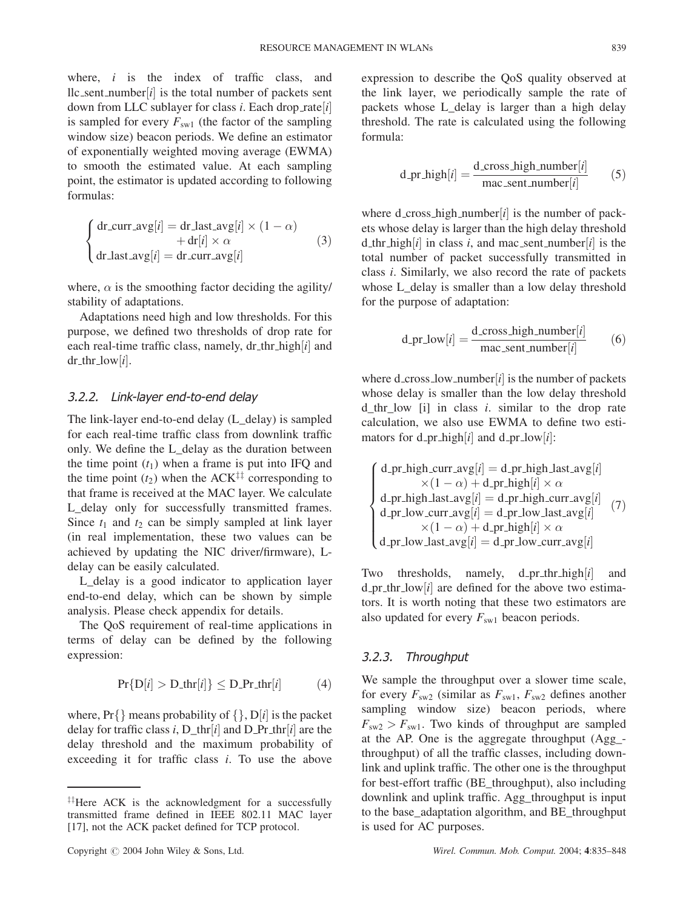where, $i$ is the index of traffic class, and llc_sent_number[$i$] is the total number of packets sent down from LLC sublayer for class $i$. Each drop_rate[$i$] is sampled for every $F_{sw1}$ (the factor of the sampling window size) beacon periods. We define an estimator of exponentially weighted moving average (EWMA) to smooth the estimated value. At each sampling point, the estimator is updated according to following formulas:

$$\begin{cases} \text{dr\_curr\_avg}[i] = \text{dr\_last\_avg}[i] \times (1-\alpha) \\ \qquad\qquad + \text{dr}[i] \times \alpha \\ \text{dr\_last\_avg}[i] = \text{dr\_curr\_avg}[i] \end{cases} \tag{3}$$

where, $\alpha$ is the smoothing factor deciding the agility/stability of adaptations.

Adaptations need high and low thresholds. For this purpose, we defined two thresholds of drop rate for each real-time traffic class, namely, dr_thr_high[$i$] and dr_thr_low[$i$].

### 3.2.2. Link-layer end-to-end delay

The link-layer end-to-end delay (L_delay) is sampled for each real-time traffic class from downlink traffic only. We define the L_delay as the duration between the time point ($t_1$) when a frame is put into IFQ and the time point ($t_2$) when the ACK[‡‡] corresponding to that frame is received at the MAC layer. We calculate L_delay only for successfully transmitted frames. Since $t_1$ and $t_2$ can be simply sampled at link layer (in real implementation, these two values can be achieved by updating the NIC driver/firmware), L-delay can be easily calculated.

L_delay is a good indicator to application layer end-to-end delay, which can be shown by simple analysis. Please check appendix for details.

The QoS requirement of real-time applications in terms of delay can be defined by the following expression:

$$\Pr\{\text{D}[i] > \text{D\_thr}[i]\} \leq \text{D\_Pr\_thr}[i] \tag{4}$$

where, $\Pr\{\}$ means probability of $\{\}$, D[$i$] is the packet delay for traffic class $i$, D_thr[$i$] and D_Pr_thr[$i$] are the delay threshold and the maximum probability of exceeding it for traffic class $i$. To use the above expression to describe the QoS quality observed at the link layer, we periodically sample the rate of packets whose L_delay is larger than a high delay threshold. The rate is calculated using the following formula:

$$\text{d\_pr\_high}[i] = \frac{\text{d\_cross\_high\_number}[i]}{\text{mac\_sent\_number}[i]} \tag{5}$$

where d_cross_high_number[$i$] is the number of packets whose delay is larger than the high delay threshold d_thr_high[$i$] in class $i$, and mac_sent_number[$i$] is the total number of packet successfully transmitted in class $i$. Similarly, we also record the rate of packets whose L_delay is smaller than a low delay threshold for the purpose of adaptation:

$$\text{d\_pr\_low}[i] = \frac{\text{d\_cross\_high\_number}[i]}{\text{mac\_sent\_number}[i]} \tag{6}$$

where d_cross_low_number[$i$] is the number of packets whose delay is smaller than the low delay threshold d_thr_low [i] in class $i$. similar to the drop rate calculation, we also use EWMA to define two estimators for d_pr_high[$i$] and d_pr_low[$i$]:

$$\begin{cases} \text{d\_pr\_high\_curr\_avg}[i] = \text{d\_pr\_high\_last\_avg}[i] \\ \qquad \times (1-\alpha) + \text{d\_pr\_high}[i] \times \alpha \\ \text{d\_pr\_high\_last\_avg}[i] = \text{d\_pr\_high\_curr\_avg}[i] \\ \text{d\_pr\_low\_curr\_avg}[i] = \text{d\_pr\_low\_last\_avg}[i] \\ \qquad \times (1-\alpha) + \text{d\_pr\_high}[i] \times \alpha \\ \text{d\_pr\_low\_last\_avg}[i] = \text{d\_pr\_low\_curr\_avg}[i] \end{cases} \tag{7}$$

Two thresholds, namely, d_pr_thr_high[$i$] and d_pr_thr_low[$i$] are defined for the above two estimators. It is worth noting that these two estimators are also updated for every $F_{sw1}$ beacon periods.

### 3.2.3. Throughput

We sample the throughput over a slower time scale, for every $F_{sw2}$ (similar as $F_{sw1}$, $F_{sw2}$ defines another sampling window size) beacon periods, where $F_{sw2} > F_{sw1}$. Two kinds of throughput are sampled at the AP. One is the aggregate throughput (Agg_throughput) of all the traffic classes, including downlink and uplink traffic. The other one is the throughput for best-effort traffic (BE_throughput), also including downlink and uplink traffic. Agg_throughput is input to the base_adaptation algorithm, and BE_throughput is used for AC purposes.

---

[‡‡] Here ACK is the acknowledgment for a successfully transmitted frame defined in IEEE 802.11 MAC layer [17], not the ACK packet defined for TCP protocol.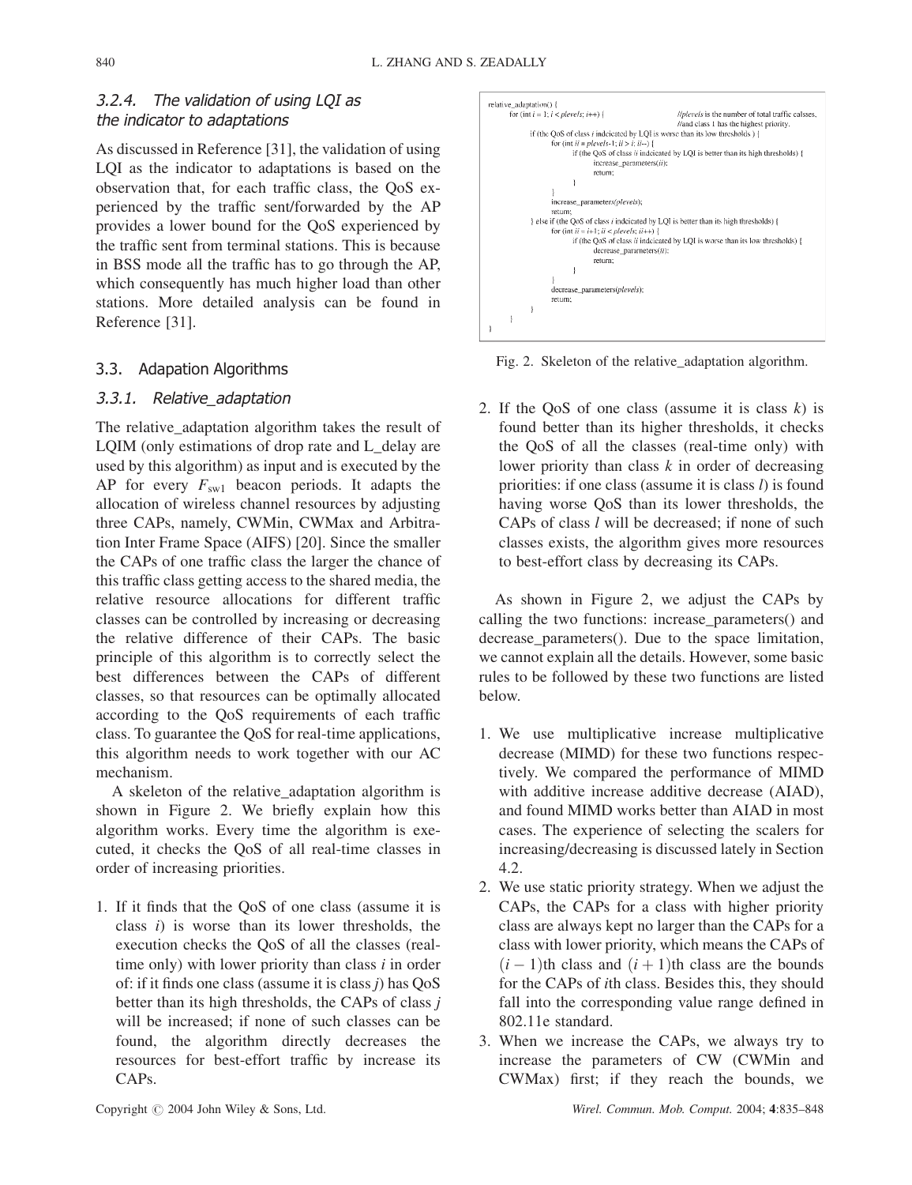### 3.2.4. The validation of using LQI as the indicator to adaptations

As discussed in Reference [31], the validation of using LQI as the indicator to adaptations is based on the observation that, for each traffic class, the QoS experienced by the traffic sent/forwarded by the AP provides a lower bound for the QoS experienced by the traffic sent from terminal stations. This is because in BSS mode all the traffic has to go through the AP, which consequently has much higher load than other stations. More detailed analysis can be found in Reference [31].

## 3.3. Adapation Algorithms

### 3.3.1. Relative_adaptation

The relative_adaptation algorithm takes the result of LQIM (only estimations of drop rate and L_delay are used by this algorithm) as input and is executed by the AP for every $F_{sw1}$ beacon periods. It adapts the allocation of wireless channel resources by adjusting three CAPs, namely, CWMin, CWMax and Arbitration Inter Frame Space (AIFS) [20]. Since the smaller the CAPs of one traffic class the larger the chance of this traffic class getting access to the shared media, the relative resource allocations for different traffic classes can be controlled by increasing or decreasing the relative difference of their CAPs. The basic principle of this algorithm is to correctly select the best differences between the CAPs of different classes, so that resources can be optimally allocated according to the QoS requirements of each traffic class. To guarantee the QoS for real-time applications, this algorithm needs to work together with our AC mechanism.

A skeleton of the relative_adaptation algorithm is shown in Figure 2. We briefly explain how this algorithm works. Every time the algorithm is executed, it checks the QoS of all real-time classes in order of increasing priorities.

1. If it finds that the QoS of one class (assume it is class $i$) is worse than its lower thresholds, the execution checks the QoS of all the classes (real-time only) with lower priority than class $i$ in order of: if it finds one class (assume it is class $j$) has QoS better than its high thresholds, the CAPs of class $j$ will be increased; if none of such classes can be found, the algorithm directly decreases the resources for best-effort traffic by increase its CAPs.

```
relative_adaptation() {
    for (int i = 1; i < plevels; i++) {                //plevels is the number of total traffic calsses,
                                                       //and class 1 has the highest priority.
        if (the QoS of class i indcicated by LQI is worse than its low thresholds ) {
            for (int ii = plevels-1; ii > i; ii--) {
                if (the QoS of class ii indcicated by LQI is better than its high thresholds) {
                    increase_parameters(ii);
                    return;
                }
            }
            increase_parameters(plevels);
            return;
        } else if (the QoS of class i indcicated by LQI is better than its high thresholds) {
            for (int ii = i+1; ii < plevels; ii++) {
                if (the QoS of class ii indcicated by LQI is worse than its low thresholds) {
                    decrease_parameters(ii);
                    return;
                }
            }
            decrease_parameters(plevels);
            return;
        }
    }
}
```

Fig. 2. Skeleton of the relative_adaptation algorithm.

2. If the QoS of one class (assume it is class $k$) is found better than its higher thresholds, it checks the QoS of all the classes (real-time only) with lower priority than class $k$ in order of decreasing priorities: if one class (assume it is class $l$) is found having worse QoS than its lower thresholds, the CAPs of class $l$ will be decreased; if none of such classes exists, the algorithm gives more resources to best-effort class by decreasing its CAPs.

As shown in Figure 2, we adjust the CAPs by calling the two functions: increase_parameters() and decrease_parameters(). Due to the space limitation, we cannot explain all the details. However, some basic rules to be followed by these two functions are listed below.

1. We use multiplicative increase multiplicative decrease (MIMD) for these two functions respectively. We compared the performance of MIMD with additive increase additive decrease (AIAD), and found MIMD works better than AIAD in most cases. The experience of selecting the scalers for increasing/decreasing is discussed lately in Section 4.2.
2. We use static priority strategy. When we adjust the CAPs, the CAPs for a class with higher priority class are always kept no larger than the CAPs for a class with lower priority, which means the CAPs of $(i-1)$th class and $(i+1)$th class are the bounds for the CAPs of $i$th class. Besides this, they should fall into the corresponding value range defined in 802.11e standard.
3. When we increase the CAPs, we always try to increase the parameters of CW (CWMin and CWMax) first; if they reach the bounds, we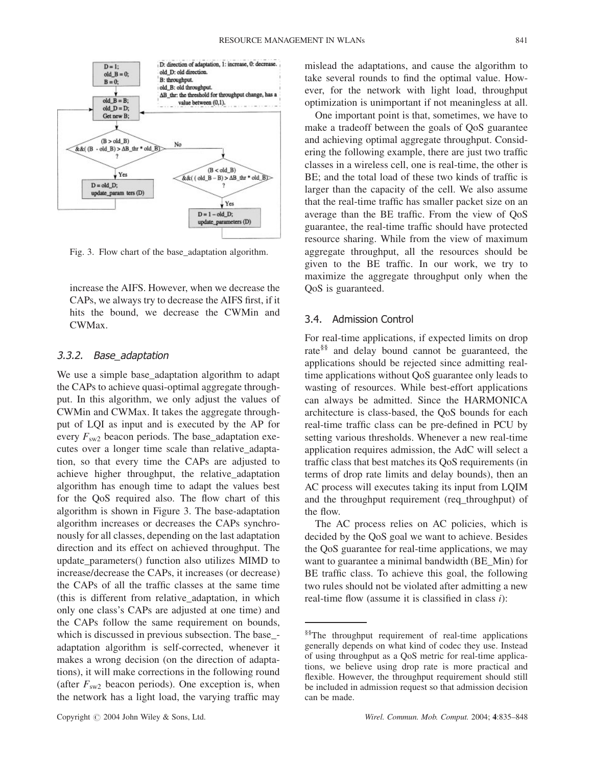D = 1;
old_D = 0;
B = 0;

D: direction of adaptation, 1: increase, 0: decrease.
old_D: old direction.
B: throughput.
old_B: old throughput.
$\Delta$B_thr: the threshold for throughput change, has a value between (0,1).

old_B = B;
old_D = D;
Get new B;

(B > old_B) &&( (B - old_B) > $\Delta$B_thr * old_B) ?

No

Yes

D = old_D;
update_param ters (D)

(B < old_B) &&( ( old_B – B) > $\Delta$B_thr * old_B) ?

Yes

D = 1 – old_D;
update_parameters (D)

Fig. 3. Flow chart of the base_adaptation algorithm.

increase the AIFS. However, when we decrease the CAPs, we always try to decrease the AIFS first, if it hits the bound, we decrease the CWMin and CWMax.

### 3.3.2. Base_adaptation

We use a simple base_adaptation algorithm to adapt the CAPs to achieve quasi-optimal aggregate throughput. In this algorithm, we only adjust the values of CWMin and CWMax. It takes the aggregate throughput of LQI as input and is executed by the AP for every $F_{sw2}$ beacon periods. The base_adaptation executes over a longer time scale than relative_adaptation, so that every time the CAPs are adjusted to achieve higher throughput, the relative_adaptation algorithm has enough time to adapt the values best for the QoS required also. The flow chart of this algorithm is shown in Figure 3. The base-adaptation algorithm increases or decreases the CAPs synchronously for all classes, depending on the last adaptation direction and its effect on achieved throughput. The update_parameters() function also utilizes MIMD to increase/decrease the CAPs, it increases (or decrease) the CAPs of all the traffic classes at the same time (this is different from relative_adaptation, in which only one class's CAPs are adjusted at one time) and the CAPs follow the same requirement on bounds, which is discussed in previous subsection. The base_-adaptation algorithm is self-corrected, whenever it makes a wrong decision (on the direction of adaptations), it will make corrections in the following round (after $F_{sw2}$ beacon periods). One exception is, when the network has a light load, the varying traffic may mislead the adaptations, and cause the algorithm to take several rounds to find the optimal value. However, for the network with light load, throughput optimization is unimportant if not meaningless at all.

One important point is that, sometimes, we have to make a tradeoff between the goals of QoS guarantee and achieving optimal aggregate throughput. Considering the following example, there are just two traffic classes in a wireless cell, one is real-time, the other is BE; and the total load of these two kinds of traffic is larger than the capacity of the cell. We also assume that the real-time traffic has smaller packet size on an average than the BE traffic. From the view of QoS guarantee, the real-time traffic should have protected resource sharing. While from the view of maximum aggregate throughput, all the resources should be given to the BE traffic. In our work, we try to maximize the aggregate throughput only when the QoS is guaranteed.

## 3.4. Admission Control

For real-time applications, if expected limits on drop rate[§§] and delay bound cannot be guaranteed, the applications should be rejected since admitting real-time applications without QoS guarantee only leads to wasting of resources. While best-effort applications can always be admitted. Since the HARMONICA architecture is class-based, the QoS bounds for each real-time traffic class can be pre-defined in PCU by setting various thresholds. Whenever a new real-time application requires admission, the AdC will select a traffic class that best matches its QoS requirements (in terms of drop rate limits and delay bounds), then an AC process will executes taking its input from LQIM and the throughput requirement (req_throughput) of the flow.

The AC process relies on AC policies, which is decided by the QoS goal we want to achieve. Besides the QoS guarantee for real-time applications, we may want to guarantee a minimal bandwidth (BE_Min) for BE traffic class. To achieve this goal, the following two rules should not be violated after admitting a new real-time flow (assume it is classified in class *i*):

[§§]The throughput requirement of real-time applications generally depends on what kind of codec they use. Instead of using throughput as a QoS metric for real-time applications, we believe using drop rate is more practical and flexible. However, the throughput requirement should still be included in admission request so that admission decision can be made.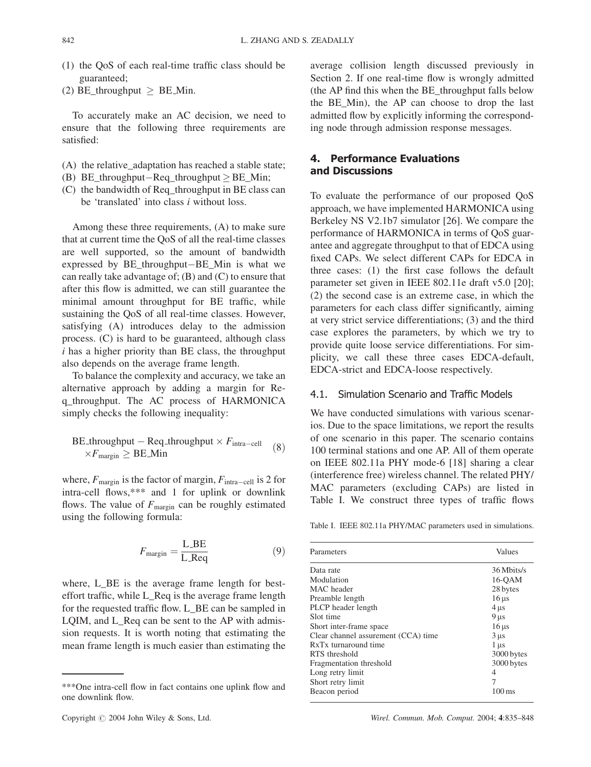(1) the QoS of each real-time traffic class should be guaranteed;
(2) BE_throughput $\geq$ BE_Min.

To accurately make an AC decision, we need to ensure that the following three requirements are satisfied:

(A) the relative_adaptation has reached a stable state;
(B) BE_throughput−Req_throughput $\geq$ BE_Min;
(C) the bandwidth of Req_throughput in BE class can be 'translated' into class $i$ without loss.

Among these three requirements, (A) to make sure that at current time the QoS of all the real-time classes are well supported, so the amount of bandwidth expressed by BE_throughput−BE_Min is what we can really take advantage of; (B) and (C) to ensure that after this flow is admitted, we can still guarantee the minimal amount throughput for BE traffic, while sustaining the QoS of all real-time classes. However, satisfying (A) introduces delay to the admission process. (C) is hard to be guaranteed, although class $i$ has a higher priority than BE class, the throughput also depends on the average frame length.

To balance the complexity and accuracy, we take an alternative approach by adding a margin for Req_throughput. The AC process of HARMONICA simply checks the following inequality:

$$\text{BE\_throughput} - \text{Req\_throughput} \times F_{\text{intra-cell}} \times F_{\text{margin}} \geq \text{BE\_Min} \tag{8}$$

where, $F_{\text{margin}}$ is the factor of margin, $F_{\text{intra-cell}}$ is 2 for intra-cell flows,*** and 1 for uplink or downlink flows. The value of $F_{\text{margin}}$ can be roughly estimated using the following formula:

$$F_{\text{margin}} = \frac{\text{L\_BE}}{\text{L\_Req}} \tag{9}$$

where, L_BE is the average frame length for best-effort traffic, while L_Req is the average frame length for the requested traffic flow. L_BE can be sampled in LQIM, and L_Req can be sent to the AP with admission requests. It is worth noting that estimating the mean frame length is much easier than estimating the average collision length discussed previously in Section 2. If one real-time flow is wrongly admitted (the AP find this when the BE_throughput falls below the BE_Min), the AP can choose to drop the last admitted flow by explicitly informing the corresponding node through admission response messages.

***One intra-cell flow in fact contains one uplink flow and one downlink flow.

## 4. Performance Evaluations and Discussions

To evaluate the performance of our proposed QoS approach, we have implemented HARMONICA using Berkeley NS V2.1b7 simulator [26]. We compare the performance of HARMONICA in terms of QoS guarantee and aggregate throughput to that of EDCA using fixed CAPs. We select different CAPs for EDCA in three cases: (1) the first case follows the default parameter set given in IEEE 802.11e draft v5.0 [20]; (2) the second case is an extreme case, in which the parameters for each class differ significantly, aiming at very strict service differentiations; (3) and the third case explores the parameters, by which we try to provide quite loose service differentiations. For simplicity, we call these three cases EDCA-default, EDCA-strict and EDCA-loose respectively.

### 4.1. Simulation Scenario and Traffic Models

We have conducted simulations with various scenarios. Due to the space limitations, we report the results of one scenario in this paper. The scenario contains 100 terminal stations and one AP. All of them operate on IEEE 802.11a PHY mode-6 [18] sharing a clear (interference free) wireless channel. The related PHY/MAC parameters (excluding CAPs) are listed in Table I. We construct three types of traffic flows

Table I. IEEE 802.11a PHY/MAC parameters used in simulations.

| Parameters | Values |
|---|---|
| Data rate | 36 Mbits/s |
| Modulation | 16-QAM |
| MAC header | 28 bytes |
| Preamble length | 16 μs |
| PLCP header length | 4 μs |
| Slot time | 9 μs |
| Short inter-frame space | 16 μs |
| Clear channel assurement (CCA) time | 3 μs |
| RxTx turnaround time | 1 μs |
| RTS threshold | 3000 bytes |
| Fragmentation threshold | 3000 bytes |
| Long retry limit | 4 |
| Short retry limit | 7 |
| Beacon period | 100 ms |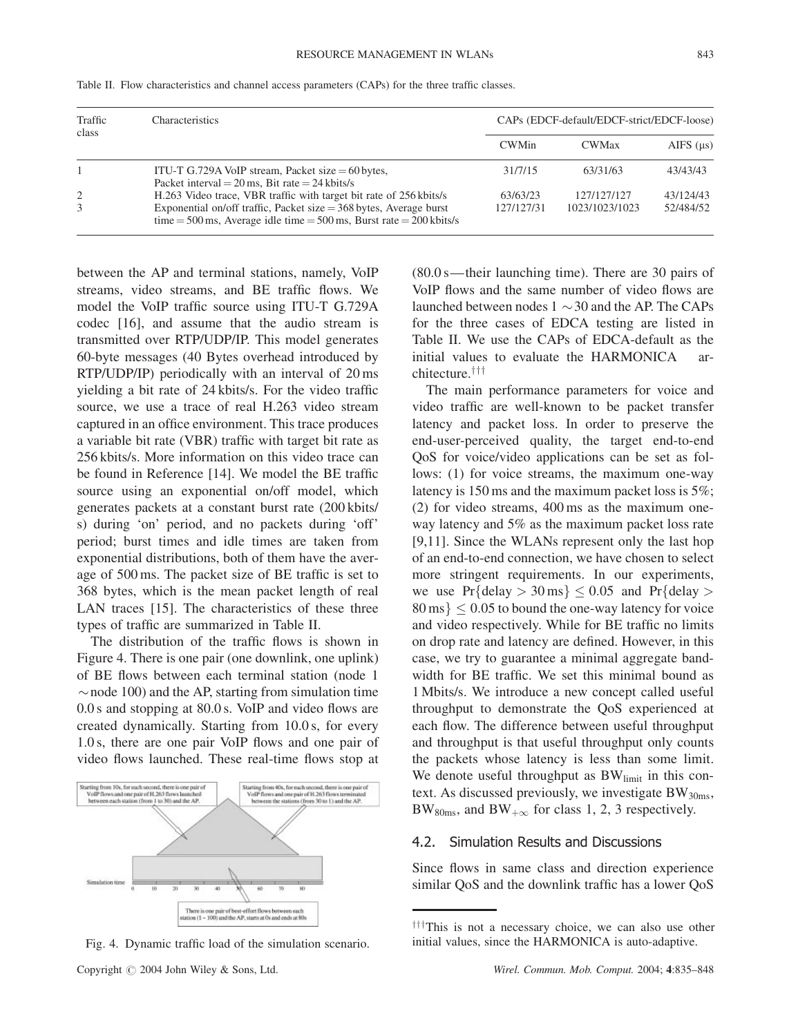Table II. Flow characteristics and channel access parameters (CAPs) for the three traffic classes.

| Traffic class | Characteristics | CAPs (EDCF-default/EDCF-strict/EDCF-loose) | | |
|---|---|---|---|---|
| | | CWMin | CWMax | AIFS (μs) |
| 1 | ITU-T G.729A VoIP stream, Packet size = 60 bytes, Packet interval = 20 ms, Bit rate = 24 kbits/s | 31/7/15 | 63/31/63 | 43/43/43 |
| 2 | H.263 Video trace, VBR traffic with target bit rate of 256 kbits/s | 63/63/23 | 127/127/127 | 43/124/43 |
| 3 | Exponential on/off traffic, Packet size = 368 bytes, Average burst time = 500 ms, Average idle time = 500 ms, Burst rate = 200 kbits/s | 127/127/31 | 1023/1023/1023 | 52/484/52 |

between the AP and terminal stations, namely, VoIP streams, video streams, and BE traffic flows. We model the VoIP traffic source using ITU-T G.729A codec [16], and assume that the audio stream is transmitted over RTP/UDP/IP. This model generates 60-byte messages (40 Bytes overhead introduced by RTP/UDP/IP) periodically with an interval of 20 ms yielding a bit rate of 24 kbits/s. For the video traffic source, we use a trace of real H.263 video stream captured in an office environment. This trace produces a variable bit rate (VBR) traffic with target bit rate as 256 kbits/s. More information on this video trace can be found in Reference [14]. We model the BE traffic source using an exponential on/off model, which generates packets at a constant burst rate (200 kbits/s) during 'on' period, and no packets during 'off' period; burst times and idle times are taken from exponential distributions, both of them have the average of 500 ms. The packet size of BE traffic is set to 368 bytes, which is the mean packet length of real LAN traces [15]. The characteristics of these three types of traffic are summarized in Table II.

The distribution of the traffic flows is shown in Figure 4. There is one pair (one downlink, one uplink) of BE flows between each terminal station (node 1 ~ node 100) and the AP, starting from simulation time 0.0 s and stopping at 80.0 s. VoIP and video flows are created dynamically. Starting from 10.0 s, for every 1.0 s, there are one pair VoIP flows and one pair of video flows launched. These real-time flows stop at (80.0 s—their launching time). There are 30 pairs of VoIP flows and the same number of video flows are launched between nodes 1 ~ 30 and the AP. The CAPs for the three cases of EDCA testing are listed in Table II. We use the CAPs of EDCA-default as the initial values to evaluate the HARMONICA architecture.[†††]

Fig. 4. Dynamic traffic load of the simulation scenario.

The main performance parameters for voice and video traffic are well-known to be packet transfer latency and packet loss. In order to preserve the end-user-perceived quality, the target end-to-end QoS for voice/video applications can be set as follows: (1) for voice streams, the maximum one-way latency is 150 ms and the maximum packet loss is 5%; (2) for video streams, 400 ms as the maximum one-way latency and 5% as the maximum packet loss rate [9,11]. Since the WLANs represent only the last hop of an end-to-end connection, we have chosen to select more stringent requirements. In our experiments, we use $\Pr\{\text{delay} > 30\,\text{ms}\} \leq 0.05$ and $\Pr\{\text{delay} > 80\,\text{ms}\} \leq 0.05$ to bound the one-way latency for voice and video respectively. While for BE traffic no limits on drop rate and latency are defined. However, in this case, we try to guarantee a minimal aggregate bandwidth for BE traffic. We set this minimal bound as 1 Mbits/s. We introduce a new concept called useful throughput to demonstrate the QoS experienced at each flow. The difference between useful throughput and throughput is that useful throughput only counts the packets whose latency is less than some limit. We denote useful throughput as $BW_{\text{limit}}$ in this context. As discussed previously, we investigate $BW_{30\text{ms}}$, $BW_{80\text{ms}}$, and $BW_{+\infty}$ for class 1, 2, 3 respectively.

### 4.2. Simulation Results and Discussions

Since flows in same class and direction experience similar QoS and the downlink traffic has a lower QoS

[†††]This is not a necessary choice, we can also use other initial values, since the HARMONICA is auto-adaptive.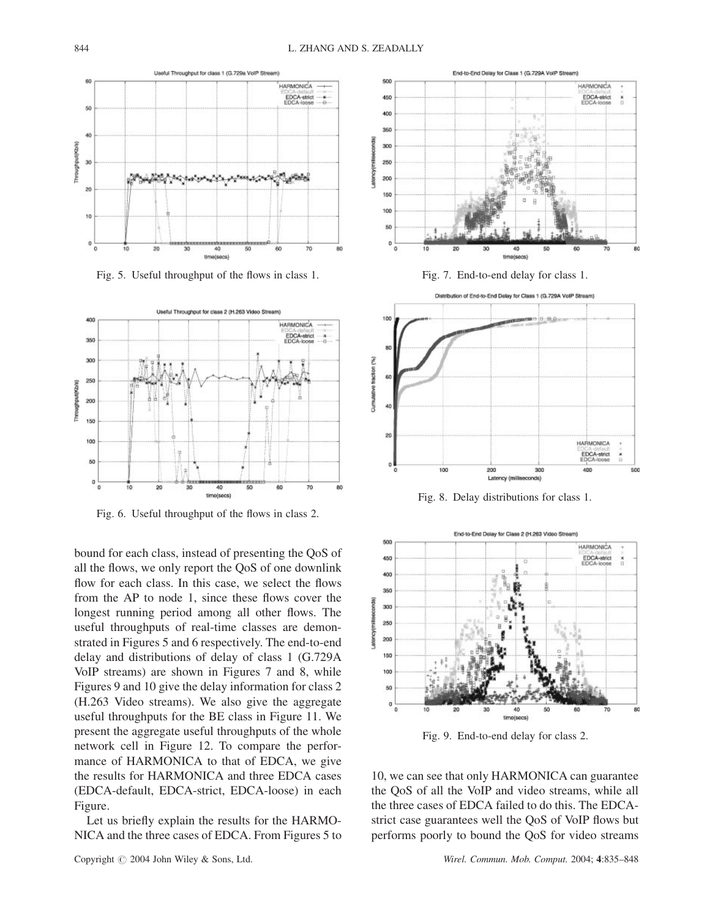Fig. 5. Useful throughput of the flows in class 1.

Fig. 6. Useful throughput of the flows in class 2.

Fig. 7. End-to-end delay for class 1.

Fig. 8. Delay distributions for class 1.

Fig. 9. End-to-end delay for class 2.

bound for each class, instead of presenting the QoS of all the flows, we only report the QoS of one downlink flow for each class. In this case, we select the flows from the AP to node 1, since these flows cover the longest running period among all other flows. The useful throughputs of real-time classes are demonstrated in Figures 5 and 6 respectively. The end-to-end delay and distributions of delay of class 1 (G.729A VoIP streams) are shown in Figures 7 and 8, while Figures 9 and 10 give the delay information for class 2 (H.263 Video streams). We also give the aggregate useful throughputs for the BE class in Figure 11. We present the aggregate useful throughputs of the whole network cell in Figure 12. To compare the performance of HARMONICA to that of EDCA, we give the results for HARMONICA and three EDCA cases (EDCA-default, EDCA-strict, EDCA-loose) in each Figure.

Let us briefly explain the results for the HARMONICA and the three cases of EDCA. From Figures 5 to 10, we can see that only HARMONICA can guarantee the QoS of all the VoIP and video streams, while all the three cases of EDCA failed to do this. The EDCA-strict case guarantees well the QoS of VoIP flows but performs poorly to bound the QoS for video streams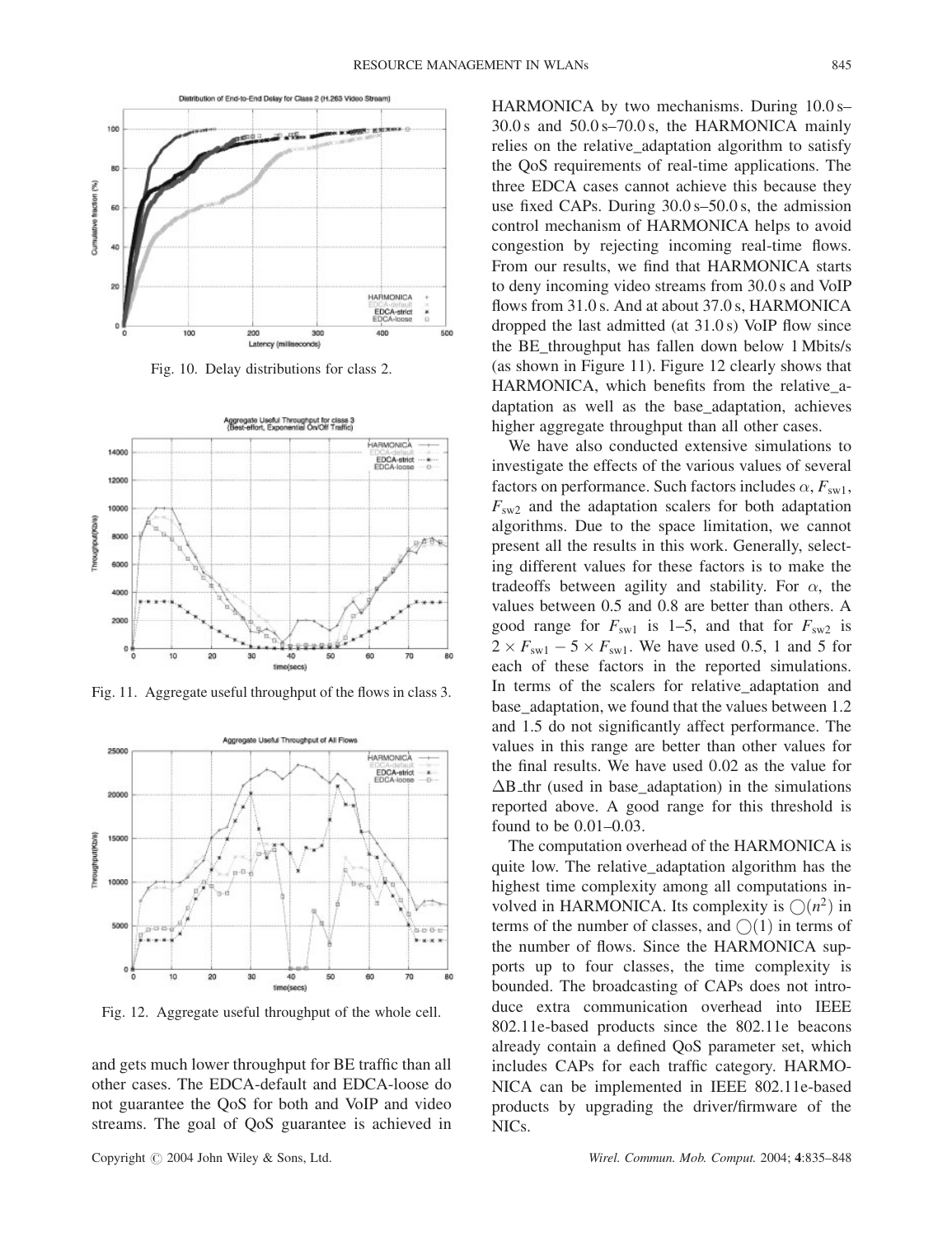Fig. 10. Delay distributions for class 2.

Fig. 11. Aggregate useful throughput of the flows in class 3.

Fig. 12. Aggregate useful throughput of the whole cell.

and gets much lower throughput for BE traffic than all other cases. The EDCA-default and EDCA-loose do not guarantee the QoS for both and VoIP and video streams. The goal of QoS guarantee is achieved in HARMONICA by two mechanisms. During 10.0 s–30.0 s and 50.0 s–70.0 s, the HARMONICA mainly relies on the relative_adaptation algorithm to satisfy the QoS requirements of real-time applications. The three EDCA cases cannot achieve this because they use fixed CAPs. During 30.0 s–50.0 s, the admission control mechanism of HARMONICA helps to avoid congestion by rejecting incoming real-time flows. From our results, we find that HARMONICA starts to deny incoming video streams from 30.0 s and VoIP flows from 31.0 s. And at about 37.0 s, HARMONICA dropped the last admitted (at 31.0 s) VoIP flow since the BE_throughput has fallen down below 1 Mbits/s (as shown in Figure 11). Figure 12 clearly shows that HARMONICA, which benefits from the relative_adaptation as well as the base_adaptation, achieves higher aggregate throughput than all other cases.

We have also conducted extensive simulations to investigate the effects of the various values of several factors on performance. Such factors includes $\alpha$, $F_{sw1}$, $F_{sw2}$ and the adaptation scalers for both adaptation algorithms. Due to the space limitation, we cannot present all the results in this work. Generally, selecting different values for these factors is to make the tradeoffs between agility and stability. For $\alpha$, the values between 0.5 and 0.8 are better than others. A good range for $F_{sw1}$ is 1–5, and that for $F_{sw2}$ is $2 \times F_{sw1} - 5 \times F_{sw1}$. We have used 0.5, 1 and 5 for each of these factors in the reported simulations. In terms of the scalers for relative_adaptation and base_adaptation, we found that the values between 1.2 and 1.5 do not significantly affect performance. The values in this range are better than other values for the final results. We have used 0.02 as the value for $\Delta B\_thr$ (used in base_adaptation) in the simulations reported above. A good range for this threshold is found to be 0.01–0.03.

The computation overhead of the HARMONICA is quite low. The relative_adaptation algorithm has the highest time complexity among all computations involved in HARMONICA. Its complexity is $\bigcirc(n^2)$ in terms of the number of classes, and $\bigcirc(1)$ in terms of the number of flows. Since the HARMONICA supports up to four classes, the time complexity is bounded. The broadcasting of CAPs does not introduce extra communication overhead into IEEE 802.11e-based products since the 802.11e beacons already contain a defined QoS parameter set, which includes CAPs for each traffic category. HARMONICA can be implemented in IEEE 802.11e-based products by upgrading the driver/firmware of the NICs.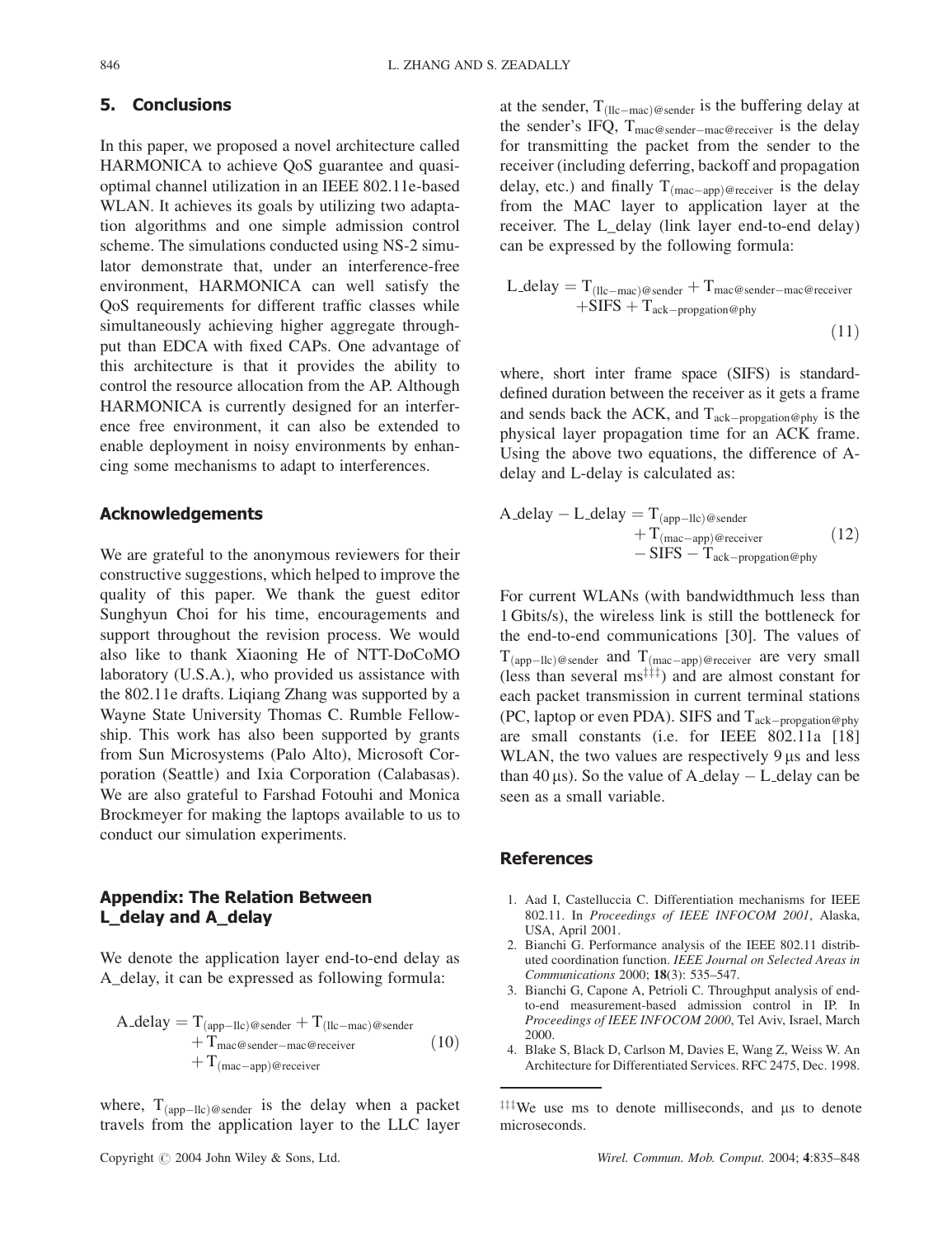## 5. Conclusions

In this paper, we proposed a novel architecture called HARMONICA to achieve QoS guarantee and quasi-optimal channel utilization in an IEEE 802.11e-based WLAN. It achieves its goals by utilizing two adaptation algorithms and one simple admission control scheme. The simulations conducted using NS-2 simulator demonstrate that, under an interference-free environment, HARMONICA can well satisfy the QoS requirements for different traffic classes while simultaneously achieving higher aggregate throughput than EDCA with fixed CAPs. One advantage of this architecture is that it provides the ability to control the resource allocation from the AP. Although HARMONICA is currently designed for an interference free environment, it can also be extended to enable deployment in noisy environments by enhancing some mechanisms to adapt to interferences.

## Acknowledgements

We are grateful to the anonymous reviewers for their constructive suggestions, which helped to improve the quality of this paper. We thank the guest editor Sunghyun Choi for his time, encouragements and support throughout the revision process. We would also like to thank Xiaoning He of NTT-DoCoMO laboratory (U.S.A.), who provided us assistance with the 802.11e drafts. Liqiang Zhang was supported by a Wayne State University Thomas C. Rumble Fellowship. This work has also been supported by grants from Sun Microsystems (Palo Alto), Microsoft Corporation (Seattle) and Ixia Corporation (Calabasas). We are also grateful to Farshad Fotouhi and Monica Brockmeyer for making the laptops available to us to conduct our simulation experiments.

## Appendix: The Relation Between L_delay and A_delay

We denote the application layer end-to-end delay as A_delay, it can be expressed as following formula:

$$\begin{aligned} \text{A\_delay} = {} & T_{(\text{app-llc})@\text{sender}} + T_{(\text{llc-mac})@\text{sender}} \\ & + T_{\text{mac}@\text{sender-mac}@\text{receiver}} \\ & + T_{(\text{mac-app})@\text{receiver}} \end{aligned} \quad (10)$$

where, $T_{(\text{app-llc})@\text{sender}}$ is the delay when a packet travels from the application layer to the LLC layer at the sender, $T_{(\text{llc-mac})@\text{sender}}$ is the buffering delay at the sender's IFQ, $T_{\text{mac}@\text{sender-mac}@\text{receiver}}$ is the delay for transmitting the packet from the sender to the receiver (including deferring, backoff and propagation delay, etc.) and finally $T_{(\text{mac-app})@\text{receiver}}$ is the delay from the MAC layer to application layer at the receiver. The L_delay (link layer end-to-end delay) can be expressed by the following formula:

$$\begin{aligned} \text{L\_delay} = {} & T_{(\text{llc-mac})@\text{sender}} + T_{\text{mac}@\text{sender-mac}@\text{receiver}} \\ & + \text{SIFS} + T_{\text{ack-propgation}@\text{phy}} \end{aligned} \quad (11)$$

where, short inter frame space (SIFS) is standard-defined duration between the receiver as it gets a frame and sends back the ACK, and $T_{\text{ack-propgation}@\text{phy}}$ is the physical layer propagation time for an ACK frame. Using the above two equations, the difference of A-delay and L-delay is calculated as:

$$\begin{aligned} \text{A\_delay} - \text{L\_delay} = {} & T_{(\text{app-llc})@\text{sender}} \\ & + T_{(\text{mac-app})@\text{receiver}} \\ & - \text{SIFS} - T_{\text{ack-propgation}@\text{phy}} \end{aligned} \quad (12)$$

For current WLANs (with bandwidthmuch less than 1 Gbits/s), the wireless link is still the bottleneck for the end-to-end communications [30]. The values of $T_{(\text{app-llc})@\text{sender}}$ and $T_{(\text{mac-app})@\text{receiver}}$ are very small (less than several ms[‡‡‡]) and are almost constant for each packet transmission in current terminal stations (PC, laptop or even PDA). SIFS and $T_{\text{ack-propgation}@\text{phy}}$ are small constants (i.e. for IEEE 802.11a [18] WLAN, the two values are respectively 9 μs and less than 40 μs). So the value of A_delay − L_delay can be seen as a small variable.

## References

1. Aad I, Castelluccia C. Differentiation mechanisms for IEEE 802.11. In *Proceedings of IEEE INFOCOM 2001*, Alaska, USA, April 2001.
2. Bianchi G. Performance analysis of the IEEE 802.11 distributed coordination function. *IEEE Journal on Selected Areas in Communications* 2000; **18**(3): 535–547.
3. Bianchi G, Capone A, Petrioli C. Throughput analysis of end-to-end measurement-based admission control in IP. In *Proceedings of IEEE INFOCOM 2000*, Tel Aviv, Israel, March 2000.
4. Blake S, Black D, Carlson M, Davies E, Wang Z, Weiss W. An Architecture for Differentiated Services. RFC 2475, Dec. 1998.

[‡‡‡] We use ms to denote milliseconds, and μs to denote microseconds.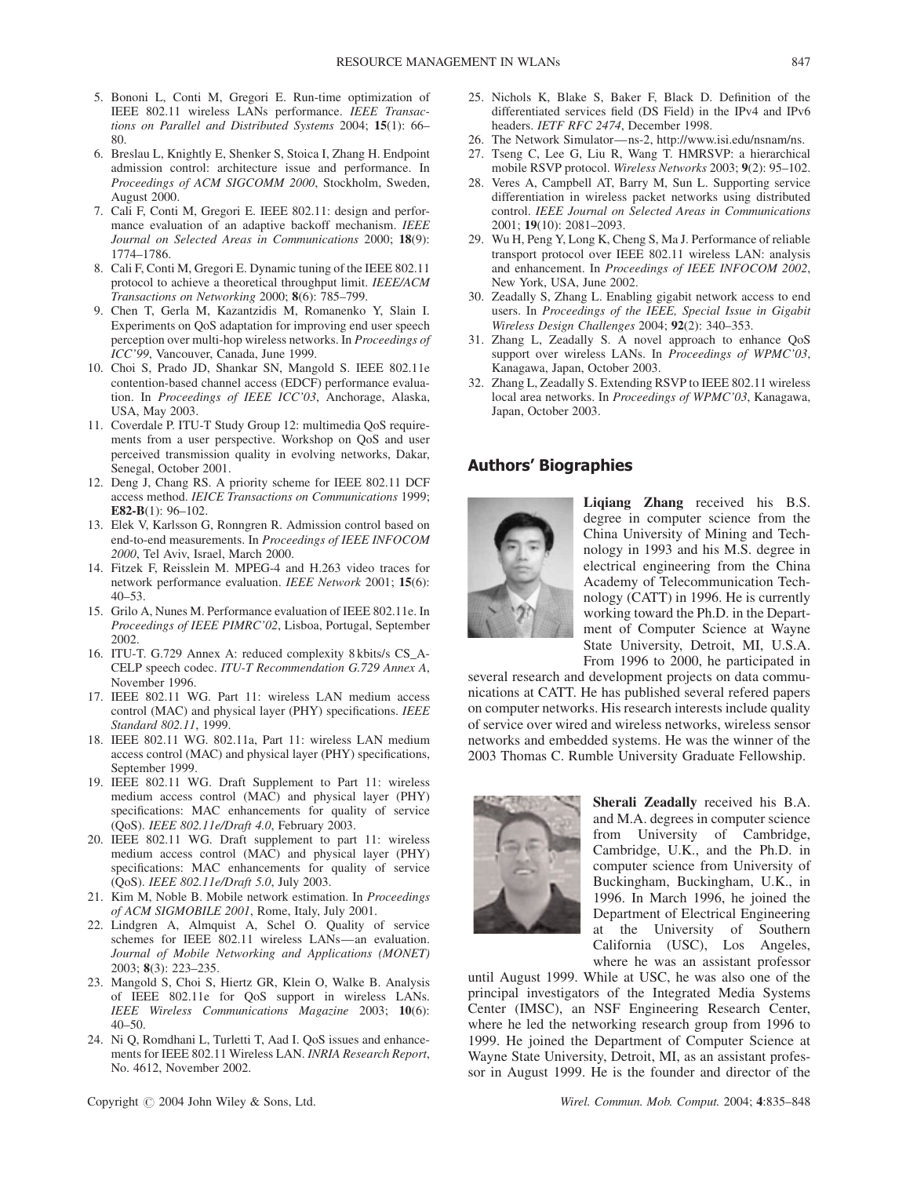5. Bononi L, Conti M, Gregori E. Run-time optimization of IEEE 802.11 wireless LANs performance. *IEEE Transactions on Parallel and Distributed Systems* 2004; **15**(1): 66–80.
6. Breslau L, Knightly E, Shenker S, Stoica I, Zhang H. Endpoint admission control: architecture issue and performance. In *Proceedings of ACM SIGCOMM 2000*, Stockholm, Sweden, August 2000.
7. Cali F, Conti M, Gregori E. IEEE 802.11: design and performance evaluation of an adaptive backoff mechanism. *IEEE Journal on Selected Areas in Communications* 2000; **18**(9): 1774–1786.
8. Cali F, Conti M, Gregori E. Dynamic tuning of the IEEE 802.11 protocol to achieve a theoretical throughput limit. *IEEE/ACM Transactions on Networking* 2000; **8**(6): 785–799.
9. Chen T, Gerla M, Kazantzidis M, Romanenko Y, Slain I. Experiments on QoS adaptation for improving end user speech perception over multi-hop wireless networks. In *Proceedings of ICC'99*, Vancouver, Canada, June 1999.
10. Choi S, Prado JD, Shankar SN, Mangold S. IEEE 802.11e contention-based channel access (EDCF) performance evaluation. In *Proceedings of IEEE ICC'03*, Anchorage, Alaska, USA, May 2003.
11. Coverdale P. ITU-T Study Group 12: multimedia QoS requirements from a user perspective. Workshop on QoS and user perceived transmission quality in evolving networks, Dakar, Senegal, October 2001.
12. Deng J, Chang RS. A priority scheme for IEEE 802.11 DCF access method. *IEICE Transactions on Communications* 1999; **E82-B**(1): 96–102.
13. Elek V, Karlsson G, Ronngren R. Admission control based on end-to-end measurements. In *Proceedings of IEEE INFOCOM 2000*, Tel Aviv, Israel, March 2000.
14. Fitzek F, Reisslein M. MPEG-4 and H.263 video traces for network performance evaluation. *IEEE Network* 2001; **15**(6): 40–53.
15. Grilo A, Nunes M. Performance evaluation of IEEE 802.11e. In *Proceedings of IEEE PIMRC'02*, Lisboa, Portugal, September 2002.
16. ITU-T. G.729 Annex A: reduced complexity 8 kbits/s CS_A-CELP speech codec. *ITU-T Recommendation G.729 Annex A*, November 1996.
17. IEEE 802.11 WG. Part 11: wireless LAN medium access control (MAC) and physical layer (PHY) specifications. *IEEE Standard 802.11*, 1999.
18. IEEE 802.11 WG. 802.11a, Part 11: wireless LAN medium access control (MAC) and physical layer (PHY) specifications, September 1999.
19. IEEE 802.11 WG. Draft Supplement to Part 11: wireless medium access control (MAC) and physical layer (PHY) specifications: MAC enhancements for quality of service (QoS). *IEEE 802.11e/Draft 4.0*, February 2003.
20. IEEE 802.11 WG. Draft supplement to part 11: wireless medium access control (MAC) and physical layer (PHY) specifications: MAC enhancements for quality of service (QoS). *IEEE 802.11e/Draft 5.0*, July 2003.
21. Kim M, Noble B. Mobile network estimation. In *Proceedings of ACM SIGMOBILE 2001*, Rome, Italy, July 2001.
22. Lindgren A, Almquist A, Schel O. Quality of service schemes for IEEE 802.11 wireless LANs—an evaluation. *Journal of Mobile Networking and Applications (MONET)* 2003; **8**(3): 223–235.
23. Mangold S, Choi S, Hiertz GR, Klein O, Walke B. Analysis of IEEE 802.11e for QoS support in wireless LANs. *IEEE Wireless Communications Magazine* 2003; **10**(6): 40–50.
24. Ni Q, Romdhani L, Turletti T, Aad I. QoS issues and enhancements for IEEE 802.11 Wireless LAN. *INRIA Research Report*, No. 4612, November 2002.
25. Nichols K, Blake S, Baker F, Black D. Definition of the differentiated services field (DS Field) in the IPv4 and IPv6 headers. *IETF RFC 2474*, December 1998.
26. The Network Simulator—ns-2, http://www.isi.edu/nsnam/ns.
27. Tseng C, Lee G, Liu R, Wang T. HMRSVP: a hierarchical mobile RSVP protocol. *Wireless Networks* 2003; **9**(2): 95–102.
28. Veres A, Campbell AT, Barry M, Sun L. Supporting service differentiation in wireless packet networks using distributed control. *IEEE Journal on Selected Areas in Communications* 2001; **19**(10): 2081–2093.
29. Wu H, Peng Y, Long K, Cheng S, Ma J. Performance of reliable transport protocol over IEEE 802.11 wireless LAN: analysis and enhancement. In *Proceedings of IEEE INFOCOM 2002*, New York, USA, June 2002.
30. Zeadally S, Zhang L. Enabling gigabit network access to end users. In *Proceedings of the IEEE, Special Issue in Gigabit Wireless Design Challenges* 2004; **92**(2): 340–353.
31. Zhang L, Zeadally S. A novel approach to enhance QoS support over wireless LANs. In *Proceedings of WPMC'03*, Kanagawa, Japan, October 2003.
32. Zhang L, Zeadally S. Extending RSVP to IEEE 802.11 wireless local area networks. In *Proceedings of WPMC'03*, Kanagawa, Japan, October 2003.

## Authors' Biographies

**Liqiang Zhang** received his B.S. degree in computer science from the China University of Mining and Technology in 1993 and his M.S. degree in electrical engineering from the China Academy of Telecommunication Technology (CATT) in 1996. He is currently working toward the Ph.D. in the Department of Computer Science at Wayne State University, Detroit, MI, U.S.A. From 1996 to 2000, he participated in several research and development projects on data communications at CATT. He has published several refered papers on computer networks. His research interests include quality of service over wired and wireless networks, wireless sensor networks and embedded systems. He was the winner of the 2003 Thomas C. Rumble University Graduate Fellowship.

**Sherali Zeadally** received his B.A. and M.A. degrees in computer science from University of Cambridge, Cambridge, U.K., and the Ph.D. in computer science from University of Buckingham, Buckingham, U.K., in 1996. In March 1996, he joined the Department of Electrical Engineering at the University of Southern California (USC), Los Angeles, where he was an assistant professor until August 1999. While at USC, he was also one of the principal investigators of the Integrated Media Systems Center (IMSC), an NSF Engineering Research Center, where he led the networking research group from 1996 to 1999. He joined the Department of Computer Science at Wayne State University, Detroit, MI, as an assistant professor in August 1999. He is the founder and director of the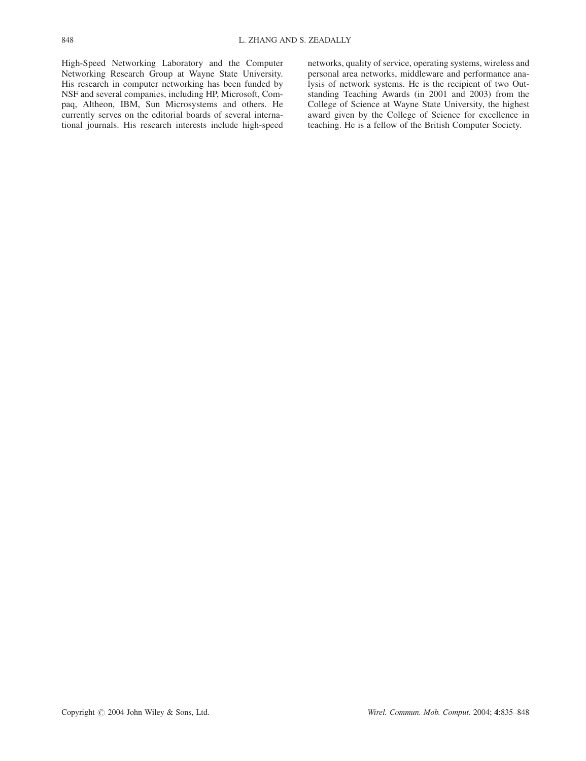High-Speed Networking Laboratory and the Computer Networking Research Group at Wayne State University. His research in computer networking has been funded by NSF and several companies, including HP, Microsoft, Compaq, Altheon, IBM, Sun Microsystems and others. He currently serves on the editorial boards of several international journals. His research interests include high-speed networks, quality of service, operating systems, wireless and personal area networks, middleware and performance analysis of network systems. He is the recipient of two Outstanding Teaching Awards (in 2001 and 2003) from the College of Science at Wayne State University, the highest award given by the College of Science for excellence in teaching. He is a fellow of the British Computer Society.